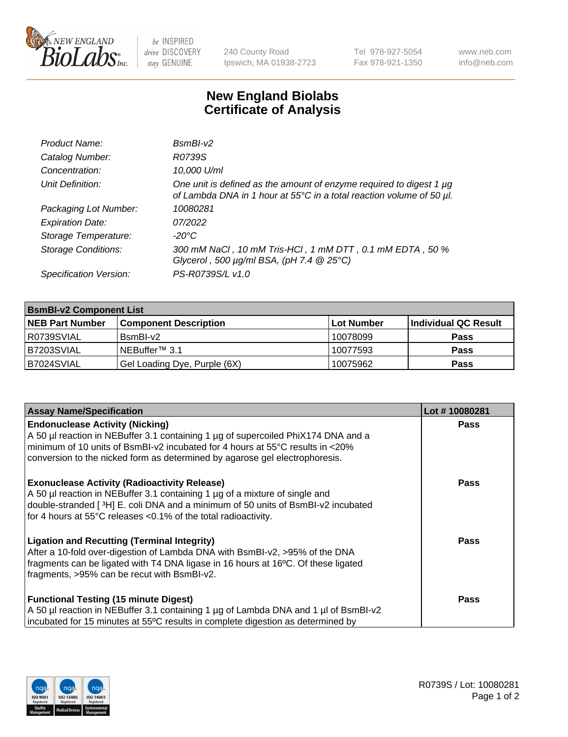# New England Biolabs
# Certificate of Analysis

| | |
|---|---|
| *Product Name:* | *BsmBI-v2* |
| *Catalog Number:* | *R0739S* |
| *Concentration:* | *10,000 U/ml* |
| *Unit Definition:* | *One unit is defined as the amount of enzyme required to digest 1 µg of Lambda DNA in 1 hour at 55°C in a total reaction volume of 50 µl.* |
| *Packaging Lot Number:* | *10080281* |
| *Expiration Date:* | *07/2022* |
| *Storage Temperature:* | *-20°C* |
| *Storage Conditions:* | *300 mM NaCl , 10 mM Tris-HCl , 1 mM DTT , 0.1 mM EDTA , 50 % Glycerol , 500 µg/ml BSA, (pH 7.4 @ 25°C)* |
| *Specification Version:* | *PS-R0739S/L v1.0* |

| **BsmBI-v2 Component List** | | | |
|---|---|---|---|
| **NEB Part Number** | **Component Description** | **Lot Number** | **Individual QC Result** |
| R0739SVIAL | BsmBI-v2 | 10078099 | **Pass** |
| B7203SVIAL | NEBuffer™ 3.1 | 10077593 | **Pass** |
| B7024SVIAL | Gel Loading Dye, Purple (6X) | 10075962 | **Pass** |

| **Assay Name/Specification** | **Lot # 10080281** |
|---|---|
| **Endonuclease Activity (Nicking)**<br>A 50 µl reaction in NEBuffer 3.1 containing 1 µg of supercoiled PhiX174 DNA and a minimum of 10 units of BsmBI-v2 incubated for 4 hours at 55°C results in <20% conversion to the nicked form as determined by agarose gel electrophoresis. | **Pass** |
| **Exonuclease Activity (Radioactivity Release)**<br>A 50 µl reaction in NEBuffer 3.1 containing 1 µg of a mixture of single and double-stranded [ $^3$H] E. coli DNA and a minimum of 50 units of BsmBI-v2 incubated for 4 hours at 55°C releases <0.1% of the total radioactivity. | **Pass** |
| **Ligation and Recutting (Terminal Integrity)**<br>After a 10-fold over-digestion of Lambda DNA with BsmBI-v2, >95% of the DNA fragments can be ligated with T4 DNA ligase in 16 hours at 16ºC. Of these ligated fragments, >95% can be recut with BsmBI-v2. | **Pass** |
| **Functional Testing (15 minute Digest)**<br>A 50 µl reaction in NEBuffer 3.1 containing 1 µg of Lambda DNA and 1 µl of BsmBI-v2 incubated for 15 minutes at 55ºC results in complete digestion as determined by | **Pass** |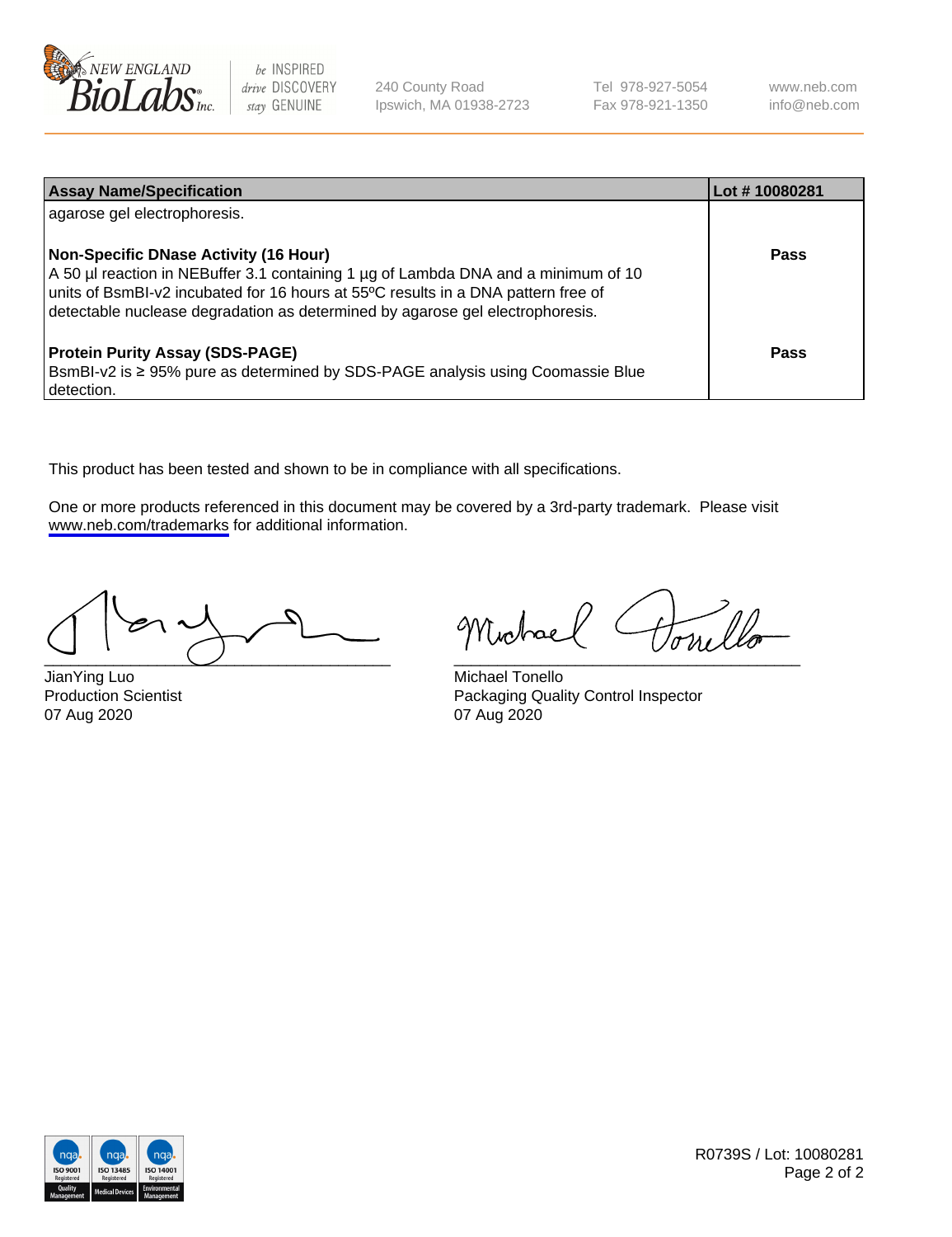NEW ENGLAND BioLabs Inc. | be INSPIRED drive DISCOVERY stay GENUINE | 240 County Road Ipswich, MA 01938-2723 | Tel 978-927-5054 Fax 978-921-1350 | www.neb.com info@neb.com

| Assay Name/Specification | Lot # 10080281 |
|---|---|
| agarose gel electrophoresis. | |
| **Non-Specific DNase Activity (16 Hour)**<br>A 50 µl reaction in NEBuffer 3.1 containing 1 µg of Lambda DNA and a minimum of 10 units of BsmBI-v2 incubated for 16 hours at 55ºC results in a DNA pattern free of detectable nuclease degradation as determined by agarose gel electrophoresis. | **Pass** |
| **Protein Purity Assay (SDS-PAGE)**<br>BsmBI-v2 is ≥ 95% pure as determined by SDS-PAGE analysis using Coomassie Blue detection. | **Pass** |

This product has been tested and shown to be in compliance with all specifications.

One or more products referenced in this document may be covered by a 3rd-party trademark. Please visit www.neb.com/trademarks for additional information.

JianYing Luo
Production Scientist
07 Aug 2020

Michael Tonello
Packaging Quality Control Inspector
07 Aug 2020

R0739S / Lot: 10080281